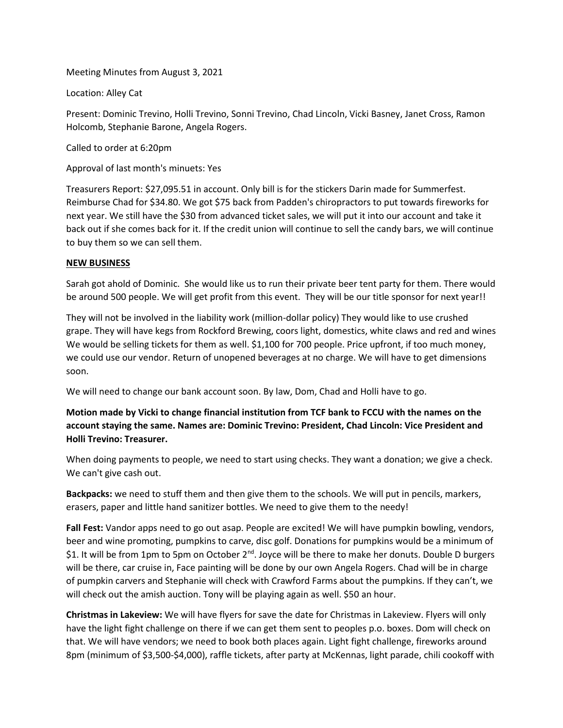Meeting Minutes from August 3, 2021

Location: Alley Cat

Present: Dominic Trevino, Holli Trevino, Sonni Trevino, Chad Lincoln, Vicki Basney, Janet Cross, Ramon Holcomb, Stephanie Barone, Angela Rogers.

Called to order at 6:20pm

Approval of last month's minuets: Yes

Treasurers Report: $27,095.51 in account. Only bill is for the stickers Darin made for Summerfest. Reimburse Chad for $34.80. We got $75 back from Padden's chiropractors to put towards fireworks for next year. We still have the $30 from advanced ticket sales, we will put it into our account and take it back out if she comes back for it. If the credit union will continue to sell the candy bars, we will continue to buy them so we can sell them.

**<u>NEW BUSINESS</u>**

Sarah got ahold of Dominic. She would like us to run their private beer tent party for them. There would be around 500 people. We will get profit from this event. They will be our title sponsor for next year!!

They will not be involved in the liability work (million-dollar policy) They would like to use crushed grape. They will have kegs from Rockford Brewing, coors light, domestics, white claws and red and wines We would be selling tickets for them as well. $1,100 for 700 people. Price upfront, if too much money, we could use our vendor. Return of unopened beverages at no charge. We will have to get dimensions soon.

We will need to change our bank account soon. By law, Dom, Chad and Holli have to go.

**Motion made by Vicki to change financial institution from TCF bank to FCCU with the names on the account staying the same. Names are: Dominic Trevino: President, Chad Lincoln: Vice President and Holli Trevino: Treasurer.**

When doing payments to people, we need to start using checks. They want a donation; we give a check. We can't give cash out.

**Backpacks:** we need to stuff them and then give them to the schools. We will put in pencils, markers, erasers, paper and little hand sanitizer bottles. We need to give them to the needy!

**Fall Fest:** Vandor apps need to go out asap. People are excited! We will have pumpkin bowling, vendors, beer and wine promoting, pumpkins to carve, disc golf. Donations for pumpkins would be a minimum of $1. It will be from 1pm to 5pm on October 2nd. Joyce will be there to make her donuts. Double D burgers will be there, car cruise in, Face painting will be done by our own Angela Rogers. Chad will be in charge of pumpkin carvers and Stephanie will check with Crawford Farms about the pumpkins. If they can't, we will check out the amish auction. Tony will be playing again as well. $50 an hour.

**Christmas in Lakeview:** We will have flyers for save the date for Christmas in Lakeview. Flyers will only have the light fight challenge on there if we can get them sent to peoples p.o. boxes. Dom will check on that. We will have vendors; we need to book both places again. Light fight challenge, fireworks around 8pm (minimum of $3,500-$4,000), raffle tickets, after party at McKennas, light parade, chili cookoff with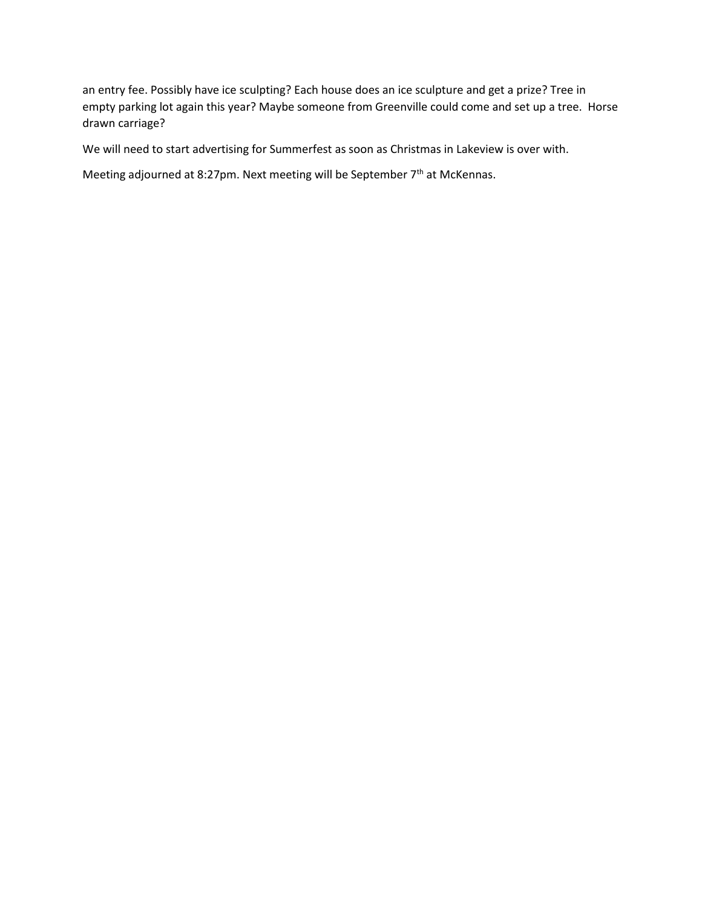an entry fee. Possibly have ice sculpting? Each house does an ice sculpture and get a prize? Tree in empty parking lot again this year? Maybe someone from Greenville could come and set up a tree. Horse drawn carriage?

We will need to start advertising for Summerfest as soon as Christmas in Lakeview is over with.

Meeting adjourned at 8:27pm. Next meeting will be September 7th at McKennas.